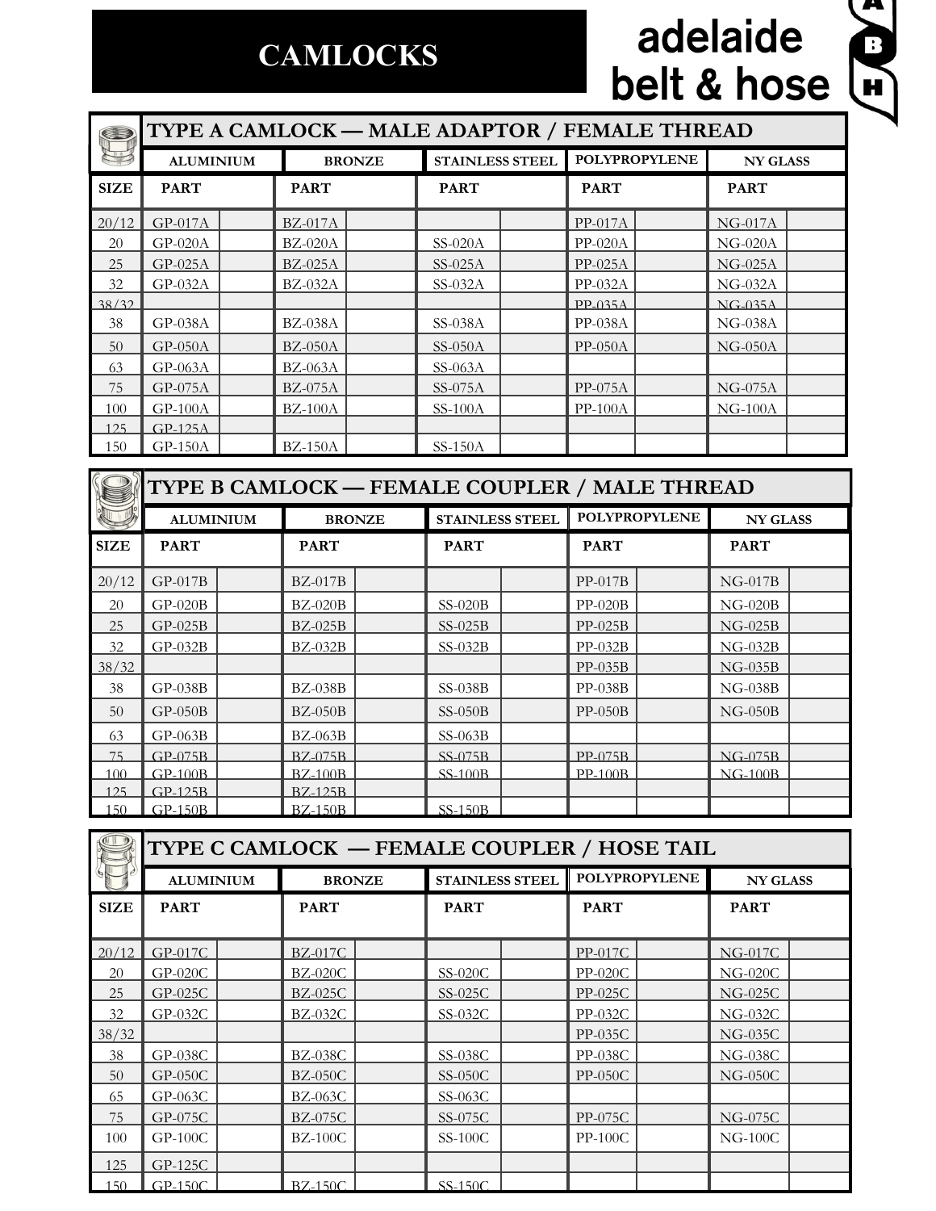# CAMLOCKS

adelaide belt & hose

## TYPE A CAMLOCK — MALE ADAPTOR / FEMALE THREAD

| SIZE | ALUMINIUM PART | | BRONZE PART | | STAINLESS STEEL PART | | POLYPROPYLENE PART | | NY GLASS PART | |
|---|---|---|---|---|---|---|---|---|---|---|
| 20/12 | GP-017A | | BZ-017A | | | | PP-017A | | NG-017A | |
| 20 | GP-020A | | BZ-020A | | SS-020A | | PP-020A | | NG-020A | |
| 25 | GP-025A | | BZ-025A | | SS-025A | | PP-025A | | NG-025A | |
| 32 | GP-032A | | BZ-032A | | SS-032A | | PP-032A | | NG-032A | |
| 38/32 | | | | | | | PP-035A | | NG-035A | |
| 38 | GP-038A | | BZ-038A | | SS-038A | | PP-038A | | NG-038A | |
| 50 | GP-050A | | BZ-050A | | SS-050A | | PP-050A | | NG-050A | |
| 63 | GP-063A | | BZ-063A | | SS-063A | | | | | |
| 75 | GP-075A | | BZ-075A | | SS-075A | | PP-075A | | NG-075A | |
| 100 | GP-100A | | BZ-100A | | SS-100A | | PP-100A | | NG-100A | |
| 125 | GP-125A | | | | | | | | | |
| 150 | GP-150A | | BZ-150A | | SS-150A | | | | | |

## TYPE B CAMLOCK — FEMALE COUPLER / MALE THREAD

| SIZE | ALUMINIUM PART | | BRONZE PART | | STAINLESS STEEL PART | | POLYPROPYLENE PART | | NY GLASS PART | |
|---|---|---|---|---|---|---|---|---|---|---|
| 20/12 | GP-017B | | BZ-017B | | | | PP-017B | | NG-017B | |
| 20 | GP-020B | | BZ-020B | | SS-020B | | PP-020B | | NG-020B | |
| 25 | GP-025B | | BZ-025B | | SS-025B | | PP-025B | | NG-025B | |
| 32 | GP-032B | | BZ-032B | | SS-032B | | PP-032B | | NG-032B | |
| 38/32 | | | | | | | PP-035B | | NG-035B | |
| 38 | GP-038B | | BZ-038B | | SS-038B | | PP-038B | | NG-038B | |
| 50 | GP-050B | | BZ-050B | | SS-050B | | PP-050B | | NG-050B | |
| 63 | GP-063B | | BZ-063B | | SS-063B | | | | | |
| 75 | GP-075B | | BZ-075B | | SS-075B | | PP-075B | | NG-075B | |
| 100 | GP-100B | | BZ-100B | | SS-100B | | PP-100B | | NG-100B | |
| 125 | GP-125B | | BZ-125B | | | | | | | |
| 150 | GP-150B | | BZ-150B | | SS-150B | | | | | |

## TYPE C CAMLOCK — FEMALE COUPLER / HOSE TAIL

| SIZE | ALUMINIUM PART | | BRONZE PART | | STAINLESS STEEL PART | | POLYPROPYLENE PART | | NY GLASS PART | |
|---|---|---|---|---|---|---|---|---|---|---|
| 20/12 | GP-017C | | BZ-017C | | | | PP-017C | | NG-017C | |
| 20 | GP-020C | | BZ-020C | | SS-020C | | PP-020C | | NG-020C | |
| 25 | GP-025C | | BZ-025C | | SS-025C | | PP-025C | | NG-025C | |
| 32 | GP-032C | | BZ-032C | | SS-032C | | PP-032C | | NG-032C | |
| 38/32 | | | | | | | PP-035C | | NG-035C | |
| 38 | GP-038C | | BZ-038C | | SS-038C | | PP-038C | | NG-038C | |
| 50 | GP-050C | | BZ-050C | | SS-050C | | PP-050C | | NG-050C | |
| 65 | GP-063C | | BZ-063C | | SS-063C | | | | | |
| 75 | GP-075C | | BZ-075C | | SS-075C | | PP-075C | | NG-075C | |
| 100 | GP-100C | | BZ-100C | | SS-100C | | PP-100C | | NG-100C | |
| 125 | GP-125C | | | | | | | | | |
| 150 | GP-150C | | BZ-150C | | SS-150C | | | | | |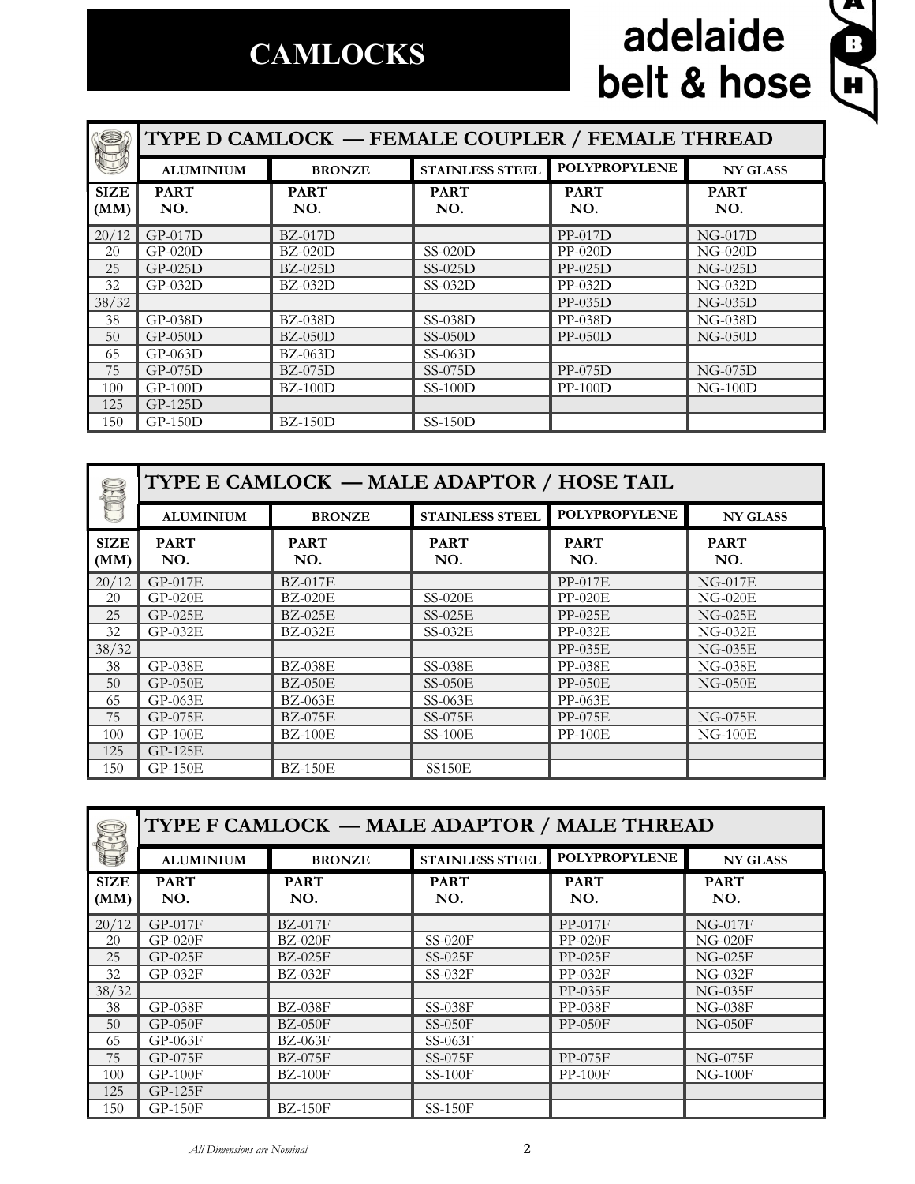# CAMLOCKS

adelaide belt & hose

## TYPE D CAMLOCK — FEMALE COUPLER / FEMALE THREAD

| | ALUMINIUM | BRONZE | STAINLESS STEEL | POLYPROPYLENE | NY GLASS |
|---|---|---|---|---|---|
| **SIZE (MM)** | **PART NO.** | **PART NO.** | **PART NO.** | **PART NO.** | **PART NO.** |
| 20/12 | GP-017D | BZ-017D | | PP-017D | NG-017D |
| 20 | GP-020D | BZ-020D | SS-020D | PP-020D | NG-020D |
| 25 | GP-025D | BZ-025D | SS-025D | PP-025D | NG-025D |
| 32 | GP-032D | BZ-032D | SS-032D | PP-032D | NG-032D |
| 38/32 | | | | PP-035D | NG-035D |
| 38 | GP-038D | BZ-038D | SS-038D | PP-038D | NG-038D |
| 50 | GP-050D | BZ-050D | SS-050D | PP-050D | NG-050D |
| 65 | GP-063D | BZ-063D | SS-063D | | |
| 75 | GP-075D | BZ-075D | SS-075D | PP-075D | NG-075D |
| 100 | GP-100D | BZ-100D | SS-100D | PP-100D | NG-100D |
| 125 | GP-125D | | | | |
| 150 | GP-150D | BZ-150D | SS-150D | | |

## TYPE E CAMLOCK — MALE ADAPTOR / HOSE TAIL

| | ALUMINIUM | BRONZE | STAINLESS STEEL | POLYPROPYLENE | NY GLASS |
|---|---|---|---|---|---|
| **SIZE (MM)** | **PART NO.** | **PART NO.** | **PART NO.** | **PART NO.** | **PART NO.** |
| 20/12 | GP-017E | BZ-017E | | PP-017E | NG-017E |
| 20 | GP-020E | BZ-020E | SS-020E | PP-020E | NG-020E |
| 25 | GP-025E | BZ-025E | SS-025E | PP-025E | NG-025E |
| 32 | GP-032E | BZ-032E | SS-032E | PP-032E | NG-032E |
| 38/32 | | | | PP-035E | NG-035E |
| 38 | GP-038E | BZ-038E | SS-038E | PP-038E | NG-038E |
| 50 | GP-050E | BZ-050E | SS-050E | PP-050E | NG-050E |
| 65 | GP-063E | BZ-063E | SS-063E | PP-063E | |
| 75 | GP-075E | BZ-075E | SS-075E | PP-075E | NG-075E |
| 100 | GP-100E | BZ-100E | SS-100E | PP-100E | NG-100E |
| 125 | GP-125E | | | | |
| 150 | GP-150E | BZ-150E | SS150E | | |

## TYPE F CAMLOCK — MALE ADAPTOR / MALE THREAD

| | ALUMINIUM | BRONZE | STAINLESS STEEL | POLYPROPYLENE | NY GLASS |
|---|---|---|---|---|---|
| **SIZE (MM)** | **PART NO.** | **PART NO.** | **PART NO.** | **PART NO.** | **PART NO.** |
| 20/12 | GP-017F | BZ-017F | | PP-017F | NG-017F |
| 20 | GP-020F | BZ-020F | SS-020F | PP-020F | NG-020F |
| 25 | GP-025F | BZ-025F | SS-025F | PP-025F | NG-025F |
| 32 | GP-032F | BZ-032F | SS-032F | PP-032F | NG-032F |
| 38/32 | | | | PP-035F | NG-035F |
| 38 | GP-038F | BZ-038F | SS-038F | PP-038F | NG-038F |
| 50 | GP-050F | BZ-050F | SS-050F | PP-050F | NG-050F |
| 65 | GP-063F | BZ-063F | SS-063F | | |
| 75 | GP-075F | BZ-075F | SS-075F | PP-075F | NG-075F |
| 100 | GP-100F | BZ-100F | SS-100F | PP-100F | NG-100F |
| 125 | GP-125F | | | | |
| 150 | GP-150F | BZ-150F | SS-150F | | |

*All Dimensions are Nominal*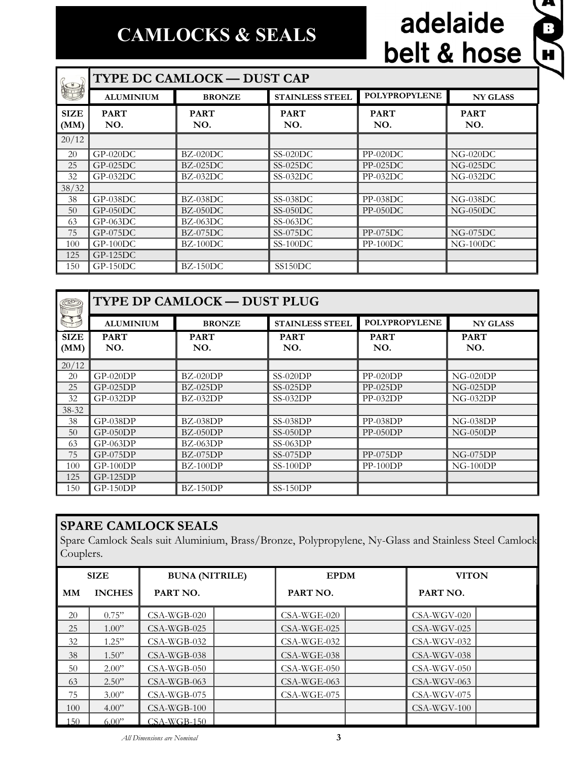# CAMLOCKS & SEALS

adelaide belt & hose

## TYPE DC CAMLOCK — DUST CAP

| | ALUMINIUM | BRONZE | STAINLESS STEEL | POLYPROPYLENE | NY GLASS |
|---|---|---|---|---|---|
| SIZE (MM) | PART NO. | PART NO. | PART NO. | PART NO. | PART NO. |
| 20/12 | | | | | |
| 20 | GP-020DC | BZ-020DC | SS-020DC | PP-020DC | NG-020DC |
| 25 | GP-025DC | BZ-025DC | SS-025DC | PP-025DC | NG-025DC |
| 32 | GP-032DC | BZ-032DC | SS-032DC | PP-032DC | NG-032DC |
| 38/32 | | | | | |
| 38 | GP-038DC | BZ-038DC | SS-038DC | PP-038DC | NG-038DC |
| 50 | GP-050DC | BZ-050DC | SS-050DC | PP-050DC | NG-050DC |
| 63 | GP-063DC | BZ-063DC | SS-063DC | | |
| 75 | GP-075DC | BZ-075DC | SS-075DC | PP-075DC | NG-075DC |
| 100 | GP-100DC | BZ-100DC | SS-100DC | PP-100DC | NG-100DC |
| 125 | GP-125DC | | | | |
| 150 | GP-150DC | BZ-150DC | SS150DC | | |

## TYPE DP CAMLOCK — DUST PLUG

| | ALUMINIUM | BRONZE | STAINLESS STEEL | POLYPROPYLENE | NY GLASS |
|---|---|---|---|---|---|
| SIZE (MM) | PART NO. | PART NO. | PART NO. | PART NO. | PART NO. |
| 20/12 | | | | | |
| 20 | GP-020DP | BZ-020DP | SS-020DP | PP-020DP | NG-020DP |
| 25 | GP-025DP | BZ-025DP | SS-025DP | PP-025DP | NG-025DP |
| 32 | GP-032DP | BZ-032DP | SS-032DP | PP-032DP | NG-032DP |
| 38-32 | | | | | |
| 38 | GP-038DP | BZ-038DP | SS-038DP | PP-038DP | NG-038DP |
| 50 | GP-050DP | BZ-050DP | SS-050DP | PP-050DP | NG-050DP |
| 63 | GP-063DP | BZ-063DP | SS-063DP | | |
| 75 | GP-075DP | BZ-075DP | SS-075DP | PP-075DP | NG-075DP |
| 100 | GP-100DP | BZ-100DP | SS-100DP | PP-100DP | NG-100DP |
| 125 | GP-125DP | | | | |
| 150 | GP-150DP | BZ-150DP | SS-150DP | | |

## SPARE CAMLOCK SEALS

Spare Camlock Seals suit Aluminium, Brass/Bronze, Polypropylene, Ny-Glass and Stainless Steel Camlock Couplers.

| SIZE | | BUNA (NITRILE) | EPDM | VITON |
|---|---|---|---|---|
| MM | INCHES | PART NO. | PART NO. | PART NO. |
| 20 | 0.75" | CSA-WGB-020 | CSA-WGE-020 | CSA-WGV-020 |
| 25 | 1.00" | CSA-WGB-025 | CSA-WGE-025 | CSA-WGV-025 |
| 32 | 1.25" | CSA-WGB-032 | CSA-WGE-032 | CSA-WGV-032 |
| 38 | 1.50" | CSA-WGB-038 | CSA-WGE-038 | CSA-WGV-038 |
| 50 | 2.00" | CSA-WGB-050 | CSA-WGE-050 | CSA-WGV-050 |
| 63 | 2.50" | CSA-WGB-063 | CSA-WGE-063 | CSA-WGV-063 |
| 75 | 3.00" | CSA-WGB-075 | CSA-WGE-075 | CSA-WGV-075 |
| 100 | 4.00" | CSA-WGB-100 | | CSA-WGV-100 |
| 150 | 6.00" | CSA-WGB-150 | | |

*All Dimensions are Nominal*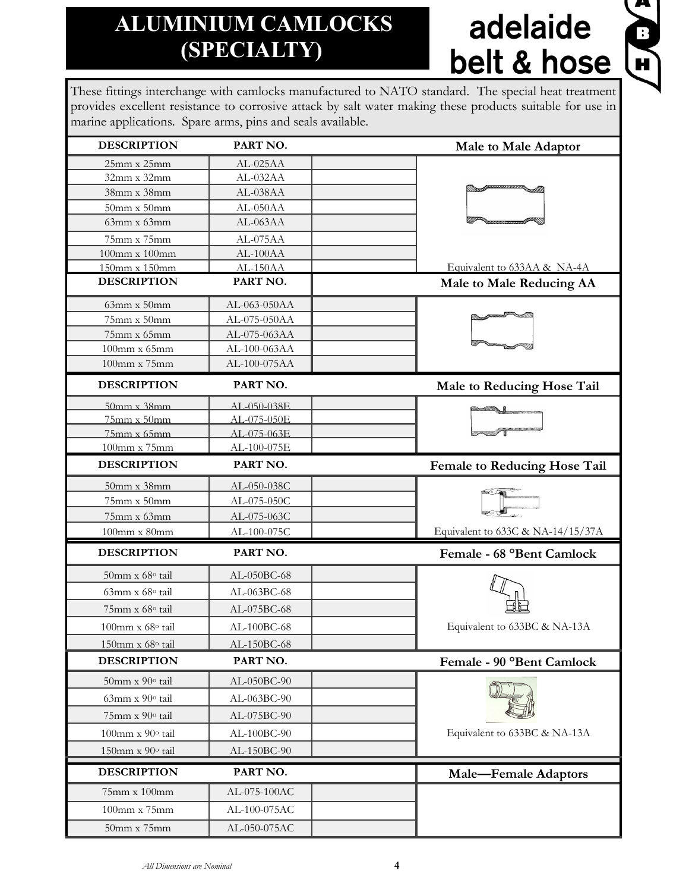# ALUMINIUM CAMLOCKS (SPECIALTY)

adelaide belt & hose

These fittings interchange with camlocks manufactured to NATO standard. The special heat treatment provides excellent resistance to corrosive attack by salt water making these products suitable for use in marine applications. Spare arms, pins and seals available.

### Male to Male Adaptor

| DESCRIPTION | PART NO. | |
|---|---|---|
| 25mm x 25mm | AL-025AA | |
| 32mm x 32mm | AL-032AA | |
| 38mm x 38mm | AL-038AA | |
| 50mm x 50mm | AL-050AA | |
| 63mm x 63mm | AL-063AA | |
| 75mm x 75mm | AL-075AA | |
| 100mm x 100mm | AL-100AA | |
| 150mm x 150mm | AL-150AA | |

Equivalent to 633AA & NA-4A

### Male to Male Reducing AA

| DESCRIPTION | PART NO. | |
|---|---|---|
| 63mm x 50mm | AL-063-050AA | |
| 75mm x 50mm | AL-075-050AA | |
| 75mm x 65mm | AL-075-063AA | |
| 100mm x 65mm | AL-100-063AA | |
| 100mm x 75mm | AL-100-075AA | |

### Male to Reducing Hose Tail

| DESCRIPTION | PART NO. | |
|---|---|---|
| 50mm x 38mm | AL-050-038E | |
| 75mm x 50mm | AL-075-050E | |
| 75mm x 65mm | AL-075-063E | |
| 100mm x 75mm | AL-100-075E | |

### Female to Reducing Hose Tail

| DESCRIPTION | PART NO. | |
|---|---|---|
| 50mm x 38mm | AL-050-038C | |
| 75mm x 50mm | AL-075-050C | |
| 75mm x 63mm | AL-075-063C | |
| 100mm x 80mm | AL-100-075C | |

Equivalent to 633C & NA-14/15/37A

### Female - 68 °Bent Camlock

| DESCRIPTION | PART NO. | |
|---|---|---|
| 50mm x 68° tail | AL-050BC-68 | |
| 63mm x 68° tail | AL-063BC-68 | |
| 75mm x 68° tail | AL-075BC-68 | |
| 100mm x 68° tail | AL-100BC-68 | |
| 150mm x 68° tail | AL-150BC-68 | |

Equivalent to 633BC & NA-13A

### Female - 90 °Bent Camlock

| DESCRIPTION | PART NO. | |
|---|---|---|
| 50mm x 90° tail | AL-050BC-90 | |
| 63mm x 90° tail | AL-063BC-90 | |
| 75mm x 90° tail | AL-075BC-90 | |
| 100mm x 90° tail | AL-100BC-90 | |
| 150mm x 90° tail | AL-150BC-90 | |

Equivalent to 633BC & NA-13A

### Male—Female Adaptors

| DESCRIPTION | PART NO. | |
|---|---|---|
| 75mm x 100mm | AL-075-100AC | |
| 100mm x 75mm | AL-100-075AC | |
| 50mm x 75mm | AL-050-075AC | |

*All Dimensions are Nominal*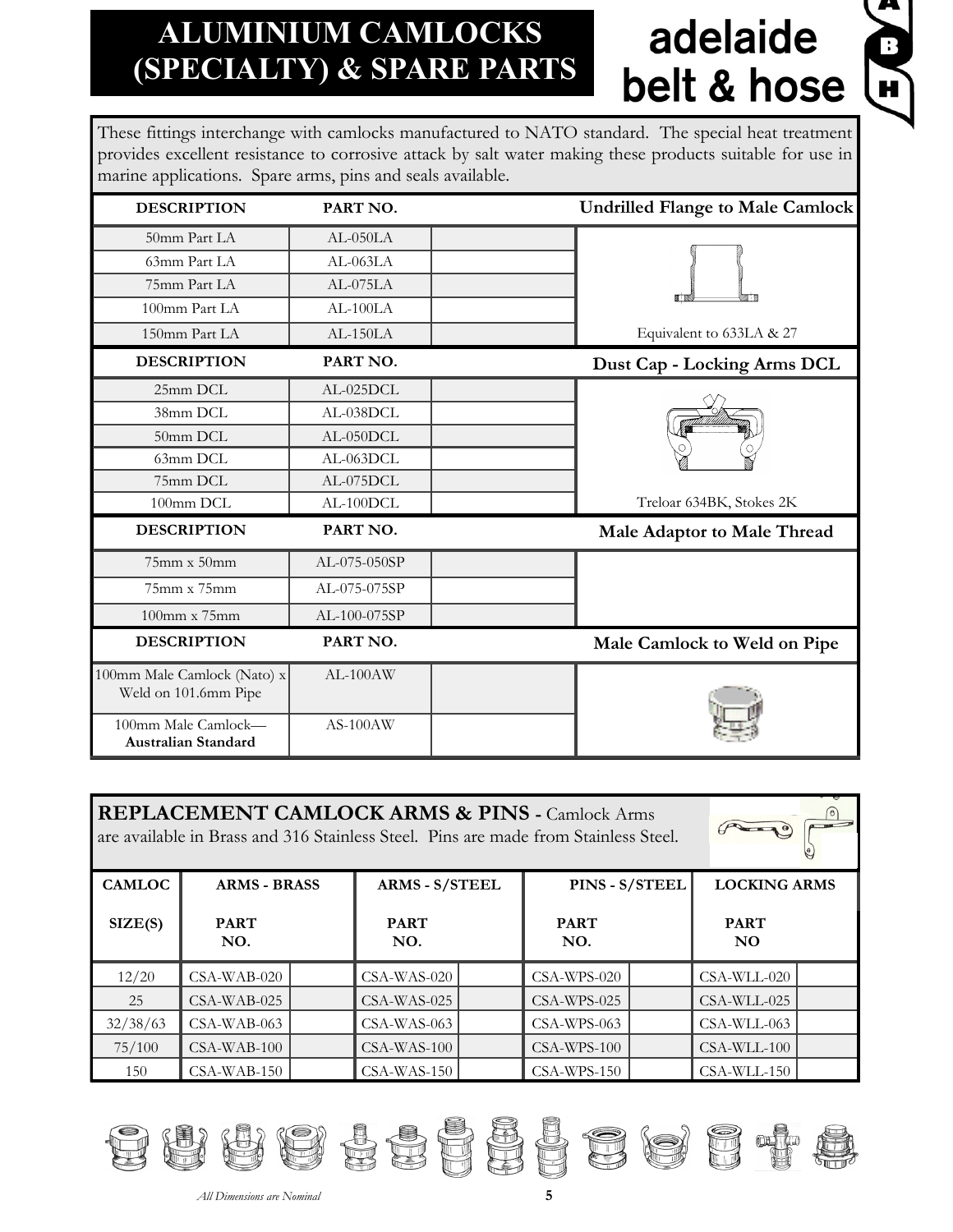# ALUMINIUM CAMLOCKS (SPECIALTY) & SPARE PARTS

**adelaide belt & hose**

These fittings interchange with camlocks manufactured to NATO standard. The special heat treatment provides excellent resistance to corrosive attack by salt water making these products suitable for use in marine applications. Spare arms, pins and seals available.

| DESCRIPTION | PART NO. | | Undrilled Flange to Male Camlock |
|---|---|---|---|
| 50mm Part LA | AL-050LA | | |
| 63mm Part LA | AL-063LA | | |
| 75mm Part LA | AL-075LA | | |
| 100mm Part LA | AL-100LA | | |
| 150mm Part LA | AL-150LA | | Equivalent to 633LA & 27 |

| DESCRIPTION | PART NO. | | Dust Cap - Locking Arms DCL |
|---|---|---|---|
| 25mm DCL | AL-025DCL | | |
| 38mm DCL | AL-038DCL | | |
| 50mm DCL | AL-050DCL | | |
| 63mm DCL | AL-063DCL | | |
| 75mm DCL | AL-075DCL | | |
| 100mm DCL | AL-100DCL | | Treloar 634BK, Stokes 2K |

| DESCRIPTION | PART NO. | | Male Adaptor to Male Thread |
|---|---|---|---|
| 75mm x 50mm | AL-075-050SP | | |
| 75mm x 75mm | AL-075-075SP | | |
| 100mm x 75mm | AL-100-075SP | | |

| DESCRIPTION | PART NO. | | Male Camlock to Weld on Pipe |
|---|---|---|---|
| 100mm Male Camlock (Nato) x Weld on 101.6mm Pipe | AL-100AW | | |
| 100mm Male Camlock— **Australian Standard** | AS-100AW | | |

**REPLACEMENT CAMLOCK ARMS & PINS -** Camlock Arms are available in Brass and 316 Stainless Steel. Pins are made from Stainless Steel.

| CAMLOC SIZE(S) | ARMS - BRASS PART NO. | | ARMS - S/STEEL PART NO. | | PINS - S/STEEL PART NO. | | LOCKING ARMS PART NO | |
|---|---|---|---|---|---|---|---|---|
| 12/20 | CSA-WAB-020 | | CSA-WAS-020 | | CSA-WPS-020 | | CSA-WLL-020 | |
| 25 | CSA-WAB-025 | | CSA-WAS-025 | | CSA-WPS-025 | | CSA-WLL-025 | |
| 32/38/63 | CSA-WAB-063 | | CSA-WAS-063 | | CSA-WPS-063 | | CSA-WLL-063 | |
| 75/100 | CSA-WAB-100 | | CSA-WAS-100 | | CSA-WPS-100 | | CSA-WLL-100 | |
| 150 | CSA-WAB-150 | | CSA-WAS-150 | | CSA-WPS-150 | | CSA-WLL-150 | |

*All Dimensions are Nominal*